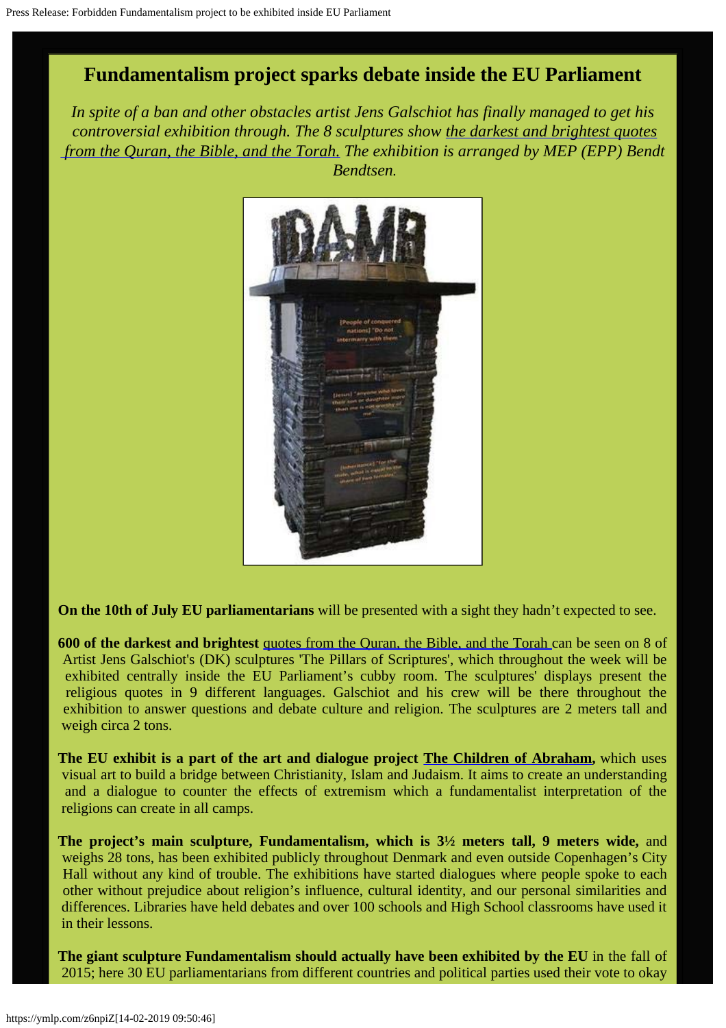# Fundamentalism project sparks debate inside the EU Parliament

*In spite of a ban and other obstacles artist Jens Galschiot has finally managed to get his controversial exhibition through. The 8 sculptures show the darkest and brightest quotes from the Quran, the Bible, and the Torah. The exhibition is arranged by MEP (EPP) Bendt Bendtsen.*

**On the 10th of July EU parliamentarians** will be presented with a sight they hadn't expected to see.

**600 of the darkest and brightest** quotes from the Quran, the Bible, and the Torah can be seen on 8 of Artist Jens Galschiot's (DK) sculptures 'The Pillars of Scriptures', which throughout the week will be exhibited centrally inside the EU Parliament's cubby room. The sculptures' displays present the religious quotes in 9 different languages. Galschiot and his crew will be there throughout the exhibition to answer questions and debate culture and religion. The sculptures are 2 meters tall and weigh circa 2 tons.

**The EU exhibit is a part of the art and dialogue project The Children of Abraham,** which uses visual art to build a bridge between Christianity, Islam and Judaism. It aims to create an understanding and a dialogue to counter the effects of extremism which a fundamentalist interpretation of the religions can create in all camps.

**The project's main sculpture, Fundamentalism, which is 3½ meters tall, 9 meters wide,** and weighs 28 tons, has been exhibited publicly throughout Denmark and even outside Copenhagen's City Hall without any kind of trouble. The exhibitions have started dialogues where people spoke to each other without prejudice about religion's influence, cultural identity, and our personal similarities and differences. Libraries have held debates and over 100 schools and High School classrooms have used it in their lessons.

**The giant sculpture Fundamentalism should actually have been exhibited by the EU** in the fall of 2015; here 30 EU parliamentarians from different countries and political parties used their vote to okay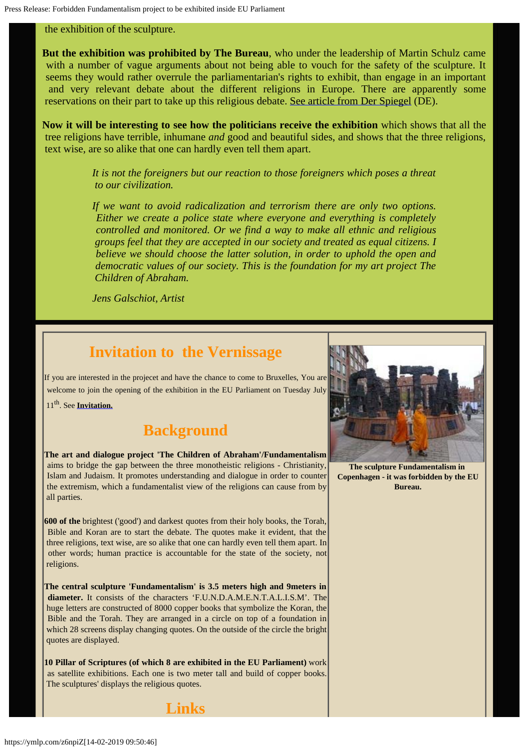the exhibition of the sculpture.

**But the exhibition was prohibited by The Bureau**, who under the leadership of Martin Schulz came with a number of vague arguments about not being able to vouch for the safety of the sculpture. It seems they would rather overrule the parliamentarian's rights to exhibit, than engage in an important and very relevant debate about the different religions in Europe. There are apparently some reservations on their part to take up this religious debate. See article from Der Spiegel (DE).

**Now it will be interesting to see how the politicians receive the exhibition** which shows that all the tree religions have terrible, inhumane *and* good and beautiful sides, and shows that the three religions, text wise, are so alike that one can hardly even tell them apart.

> *It is not the foreigners but our reaction to those foreigners which poses a threat to our civilization.*
>
> *If we want to avoid radicalization and terrorism there are only two options. Either we create a police state where everyone and everything is completely controlled and monitored. Or we find a way to make all ethnic and religious groups feel that they are accepted in our society and treated as equal citizens. I believe we should choose the latter solution, in order to uphold the open and democratic values of our society. This is the foundation for my art project The Children of Abraham.*
>
> *Jens Galschiot, Artist*

## Invitation to the Vernissage

If you are interested in the projecet and have the chance to come to Bruxelles, You are welcome to join the opening of the exhibition in the EU Parliament on Tuesday July 11th. See **Invitation.**

## Background

**The art and dialogue project 'The Children of Abraham'/Fundamentalism** aims to bridge the gap between the three monotheistic religions - Christianity, Islam and Judaism. It promotes understanding and dialogue in order to counter the extremism, which a fundamentalist view of the religions can cause from by all parties.

**600 of the** brightest ('good') and darkest quotes from their holy books, the Torah, Bible and Koran are to start the debate. The quotes make it evident, that the three religions, text wise, are so alike that one can hardly even tell them apart. In other words; human practice is accountable for the state of the society, not religions.

**The central sculpture 'Fundamentalism' is 3.5 meters high and 9meters in diameter.** It consists of the characters 'F.U.N.D.A.M.E.N.T.A.L.I.S.M'. The huge letters are constructed of 8000 copper books that symbolize the Koran, the Bible and the Torah. They are arranged in a circle on top of a foundation in which 28 screens display changing quotes. On the outside of the circle the bright quotes are displayed.

**10 Pillar of Scriptures (of which 8 are exhibited in the EU Parliament)** work as satellite exhibitions. Each one is two meter tall and build of copper books. The sculptures' displays the religious quotes.

**The sculpture Fundamentalism in Copenhagen - it was forbidden by the EU Bureau.**

## Links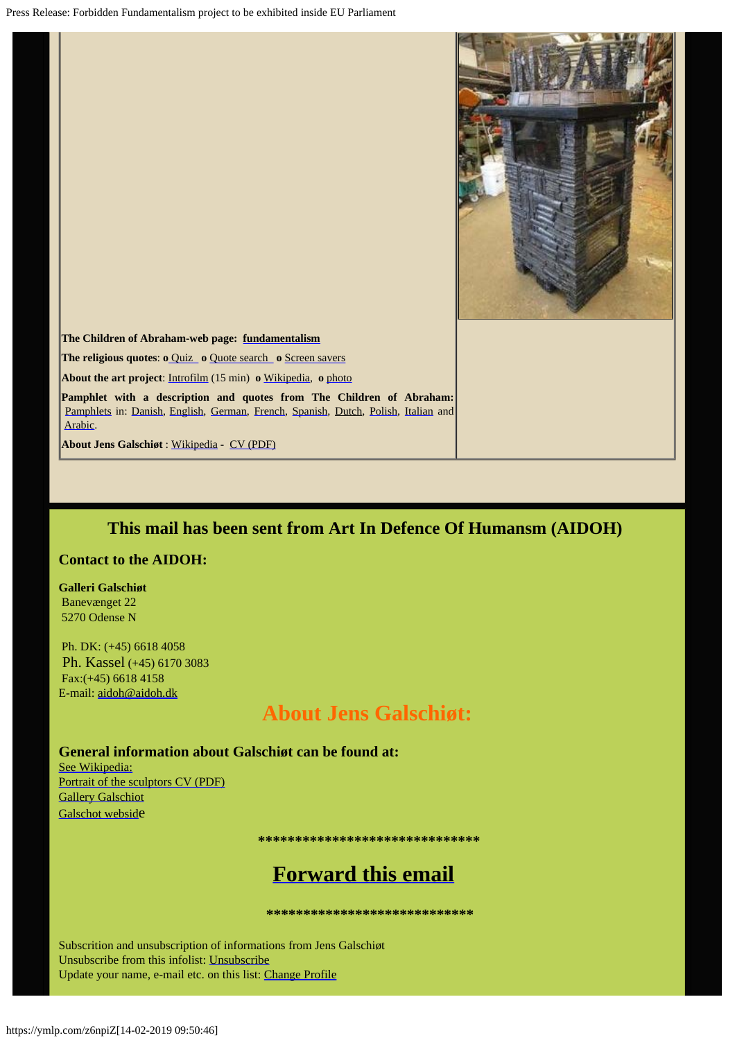**The Children of Abraham-web page: fundamentalism**

**The religious quotes**: **o** Quiz **o** Quote search **o** Screen savers

**About the art project**: Introfilm (15 min) **o** Wikipedia, **o** photo

**Pamphlet with a description and quotes from The Children of Abraham:** Pamphlets in: Danish, English, German, French, Spanish, Dutch, Polish, Italian and Arabic.

**About Jens Galschiøt** : Wikipedia - CV (PDF)

## This mail has been sent from Art In Defence Of Humansm (AIDOH)

### Contact to the AIDOH:

**Galleri Galschiøt**
Banevænget 22
5270 Odense N

Ph. DK: (+45) 6618 4058
Ph. Kassel (+45) 6170 3083
Fax:(+45) 6618 4158
E-mail: aidoh@aidoh.dk

## About Jens Galschiøt:

### General information about Galschiøt can be found at:

See Wikipedia:
Portrait of the sculptors CV (PDF)
Gallery Galschiot
Galschot webside

*****************************

## Forward this email

***************************

Subscrition and unsubscription of informations from Jens Galschiøt
Unsubscribe from this infolist: Unsubscribe
Update your name, e-mail etc. on this list: Change Profile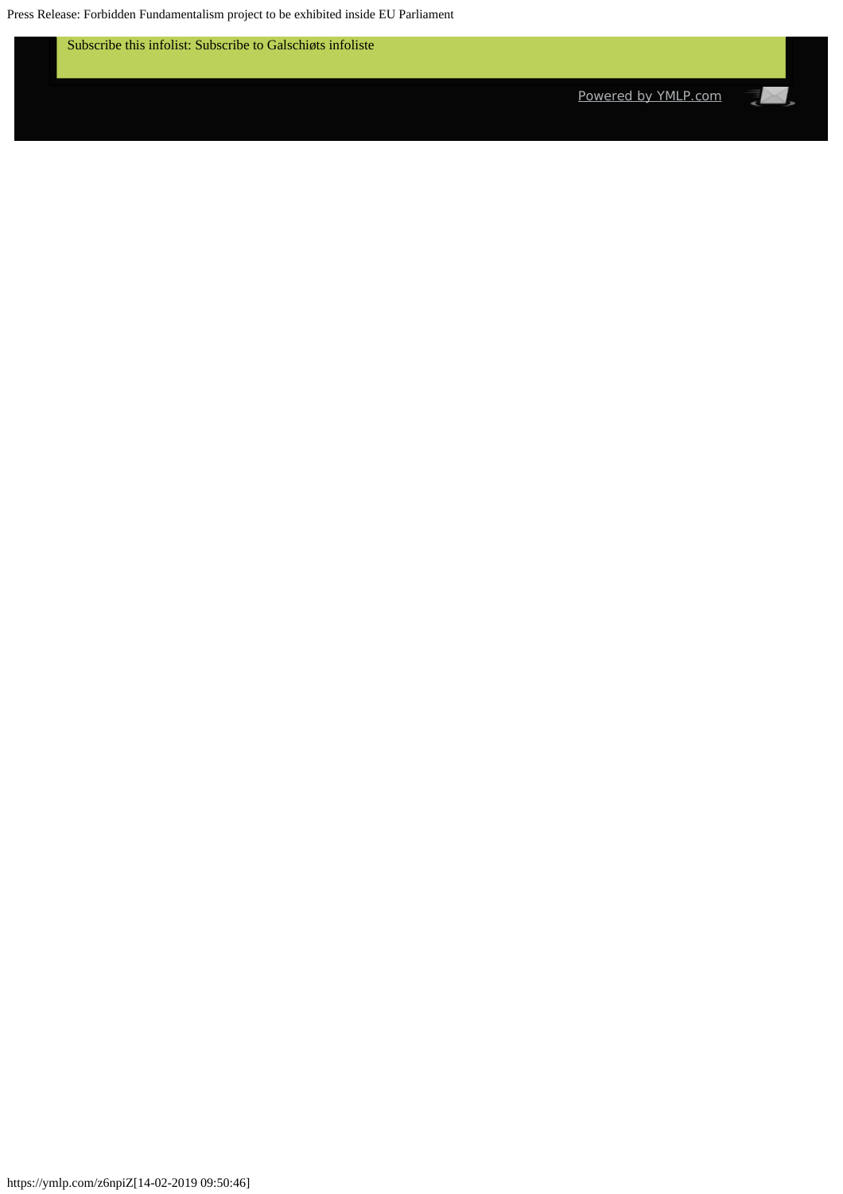Subscribe this infolist: Subscribe to Galschiøts infoliste

Powered by YMLP.com